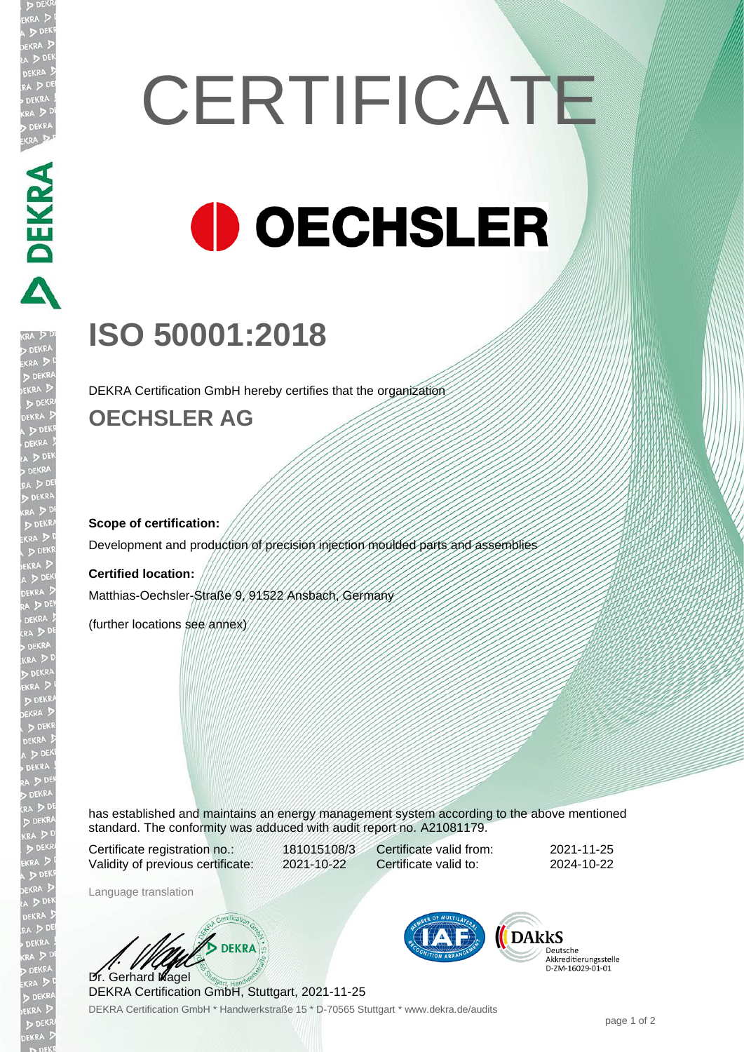# CERTIFICATE

OECHSLER

## ISO 50001:2018

DEKRA Certification GmbH hereby certifies that the organization

### OECHSLER AG

**Scope of certification:**

Development and production of precision injection moulded parts and assemblies

**Certified location:**

Matthias-Oechsler-Straße 9, 91522 Ansbach, Germany

(further locations see annex)

has established and maintains an energy management system according to the above mentioned standard. The conformity was adduced with audit report no. A21081179.

| | | | |
|---|---|---|---|
| Certificate registration no.: | 181015108/3 | Certificate valid from: | 2021-11-25 |
| Validity of previous certificate: | 2021-10-22 | Certificate valid to: | 2024-10-22 |

Language translation

Dr. Gerhard Nagel
DEKRA Certification GmbH, Stuttgart, 2021-11-25

DAkkS Deutsche Akkreditierungsstelle D-ZM-16029-01-01

DEKRA Certification GmbH * Handwerkstraße 15 * D-70565 Stuttgart * www.dekra.de/audits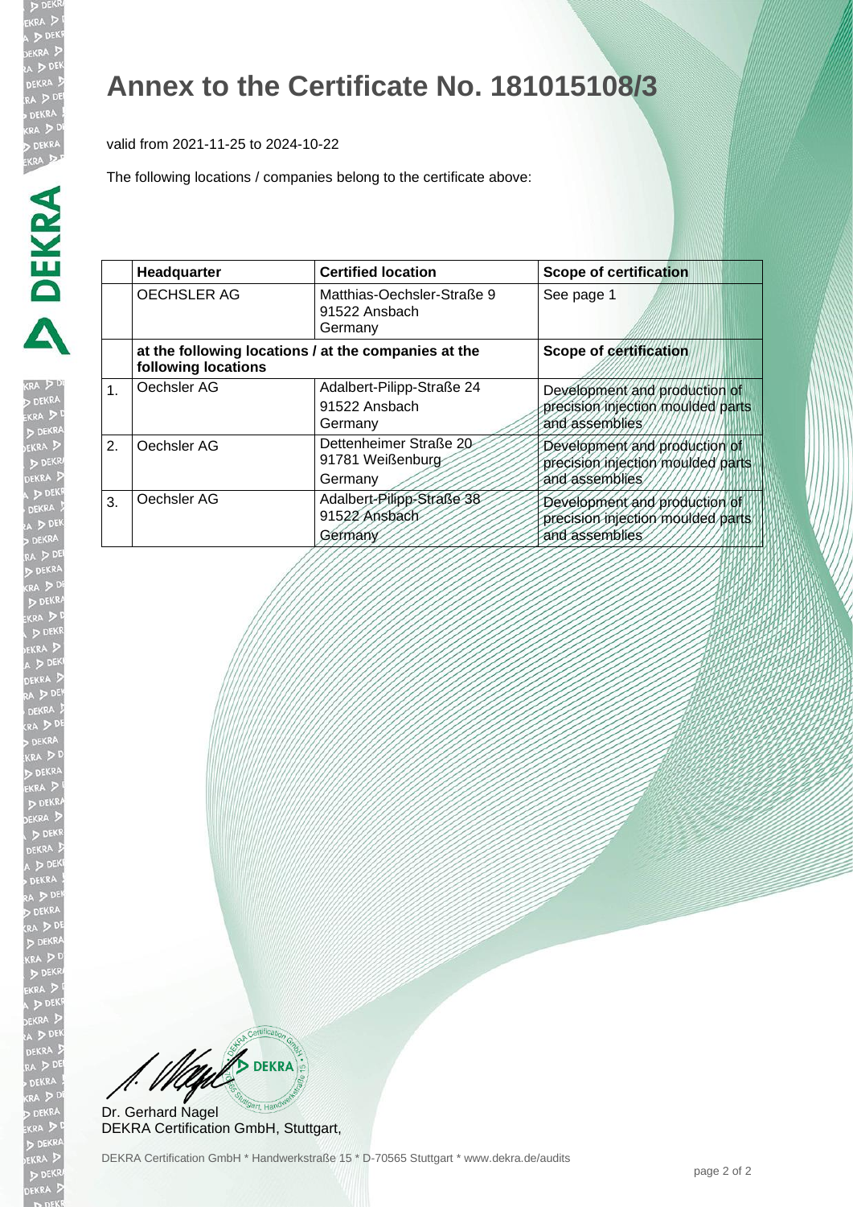# Annex to the Certificate No. 181015108/3

valid from 2021-11-25 to 2024-10-22

The following locations / companies belong to the certificate above:

| | Headquarter | Certified location | Scope of certification |
|---|---|---|---|
| | OECHSLER AG | Matthias-Oechsler-Straße 9<br>91522 Ansbach<br>Germany | See page 1 |
| | **at the following locations / at the companies at the following locations** | | **Scope of certification** |
| 1. | Oechsler AG | Adalbert-Pilipp-Straße 24<br>91522 Ansbach<br>Germany | Development and production of precision injection moulded parts and assemblies |
| 2. | Oechsler AG | Dettenheimer Straße 20<br>91781 Weißenburg<br>Germany | Development and production of precision injection moulded parts and assemblies |
| 3. | Oechsler AG | Adalbert-Pilipp-Straße 38<br>91522 Ansbach<br>Germany | Development and production of precision injection moulded parts and assemblies |

Dr. Gerhard Nagel
DEKRA Certification GmbH, Stuttgart,

DEKRA Certification GmbH * Handwerkstraße 15 * D-70565 Stuttgart * www.dekra.de/audits